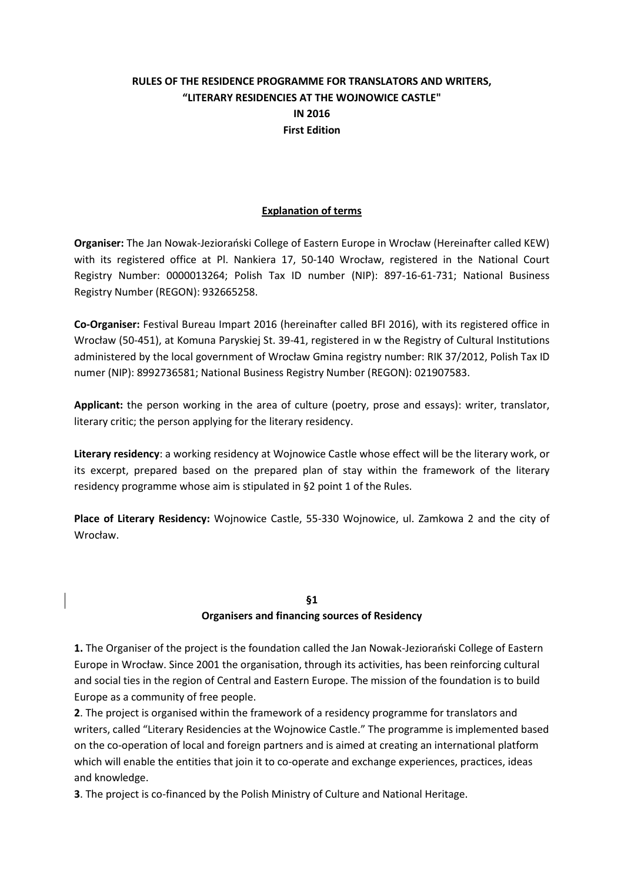# RULES OF THE RESIDENCE PROGRAMME FOR TRANSLATORS AND WRITERS, "LITERARY RESIDENCIES AT THE WOJNOWICE CASTLE" IN 2016

**First Edition**

## Explanation of terms

**Organiser:** The Jan Nowak-Jeziorański College of Eastern Europe in Wrocław (Hereinafter called KEW) with its registered office at Pl. Nankiera 17, 50-140 Wrocław, registered in the National Court Registry Number: 0000013264; Polish Tax ID number (NIP): 897-16-61-731; National Business Registry Number (REGON): 932665258.

**Co-Organiser:** Festival Bureau Impart 2016 (hereinafter called BFI 2016), with its registered office in Wrocław (50-451), at Komuna Paryskiej St. 39-41, registered in w the Registry of Cultural Institutions administered by the local government of Wrocław Gmina registry number: RIK 37/2012, Polish Tax ID numer (NIP): 8992736581; National Business Registry Number (REGON): 021907583.

**Applicant:** the person working in the area of culture (poetry, prose and essays): writer, translator, literary critic; the person applying for the literary residency.

**Literary residency**: a working residency at Wojnowice Castle whose effect will be the literary work, or its excerpt, prepared based on the prepared plan of stay within the framework of the literary residency programme whose aim is stipulated in §2 point 1 of the Rules.

**Place of Literary Residency:** Wojnowice Castle, 55-330 Wojnowice, ul. Zamkowa 2 and the city of Wrocław.

## §1
## Organisers and financing sources of Residency

**1.** The Organiser of the project is the foundation called the Jan Nowak-Jeziorański College of Eastern Europe in Wrocław. Since 2001 the organisation, through its activities, has been reinforcing cultural and social ties in the region of Central and Eastern Europe. The mission of the foundation is to build Europe as a community of free people.

**2**. The project is organised within the framework of a residency programme for translators and writers, called "Literary Residencies at the Wojnowice Castle." The programme is implemented based on the co-operation of local and foreign partners and is aimed at creating an international platform which will enable the entities that join it to co-operate and exchange experiences, practices, ideas and knowledge.

**3**. The project is co-financed by the Polish Ministry of Culture and National Heritage.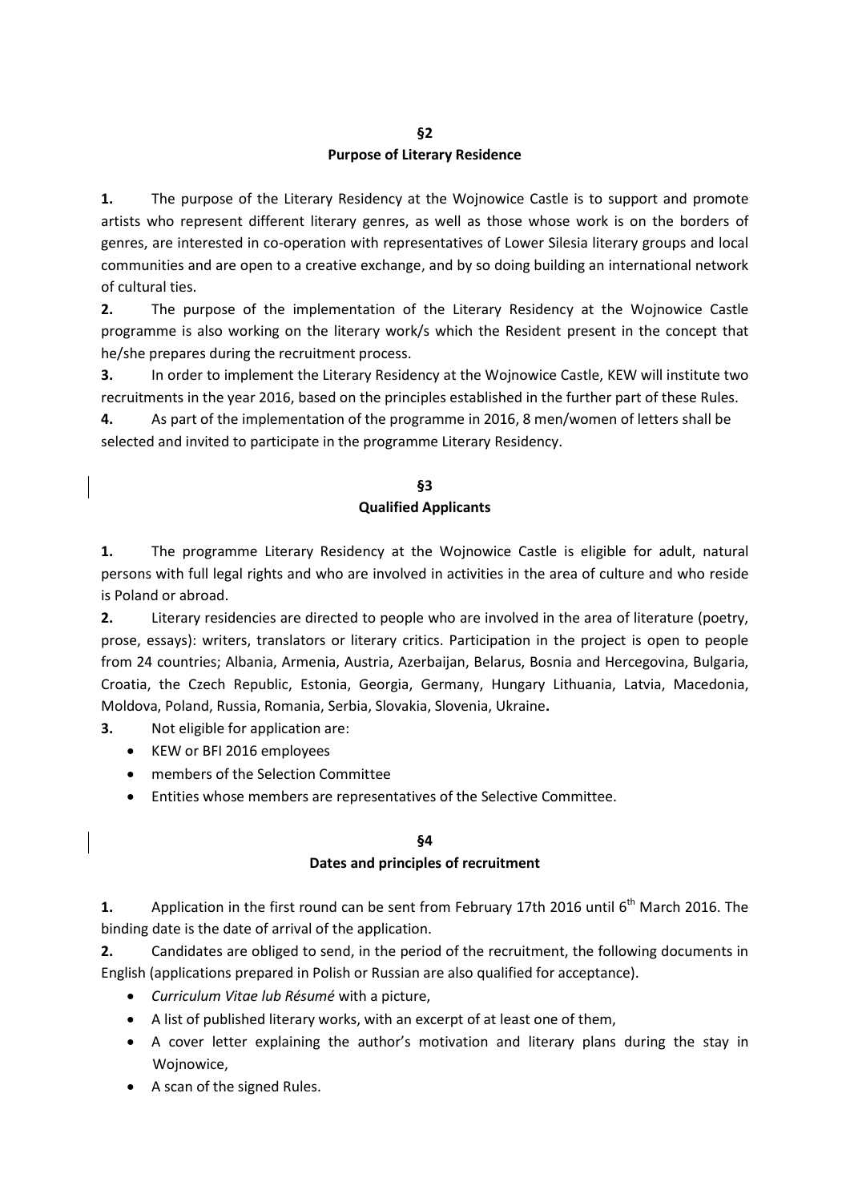## §2
## Purpose of Literary Residence

**1.** The purpose of the Literary Residency at the Wojnowice Castle is to support and promote artists who represent different literary genres, as well as those whose work is on the borders of genres, are interested in co-operation with representatives of Lower Silesia literary groups and local communities and are open to a creative exchange, and by so doing building an international network of cultural ties.

**2.** The purpose of the implementation of the Literary Residency at the Wojnowice Castle programme is also working on the literary work/s which the Resident present in the concept that he/she prepares during the recruitment process.

**3.** In order to implement the Literary Residency at the Wojnowice Castle, KEW will institute two recruitments in the year 2016, based on the principles established in the further part of these Rules.

**4.** As part of the implementation of the programme in 2016, 8 men/women of letters shall be selected and invited to participate in the programme Literary Residency.

## §3
## Qualified Applicants

**1.** The programme Literary Residency at the Wojnowice Castle is eligible for adult, natural persons with full legal rights and who are involved in activities in the area of culture and who reside is Poland or abroad.

**2.** Literary residencies are directed to people who are involved in the area of literature (poetry, prose, essays): writers, translators or literary critics. Participation in the project is open to people from 24 countries; Albania, Armenia, Austria, Azerbaijan, Belarus, Bosnia and Hercegovina, Bulgaria, Croatia, the Czech Republic, Estonia, Georgia, Germany, Hungary Lithuania, Latvia, Macedonia, Moldova, Poland, Russia, Romania, Serbia, Slovakia, Slovenia, Ukraine**.**

**3.** Not eligible for application are:

- KEW or BFI 2016 employees
- members of the Selection Committee
- Entities whose members are representatives of the Selective Committee.

## §4
## Dates and principles of recruitment

**1.** Application in the first round can be sent from February 17th 2016 until 6th March 2016. The binding date is the date of arrival of the application.

**2.** Candidates are obliged to send, in the period of the recruitment, the following documents in English (applications prepared in Polish or Russian are also qualified for acceptance).

- *Curriculum Vitae lub Résumé* with a picture,
- A list of published literary works, with an excerpt of at least one of them,
- A cover letter explaining the author's motivation and literary plans during the stay in Wojnowice,
- A scan of the signed Rules.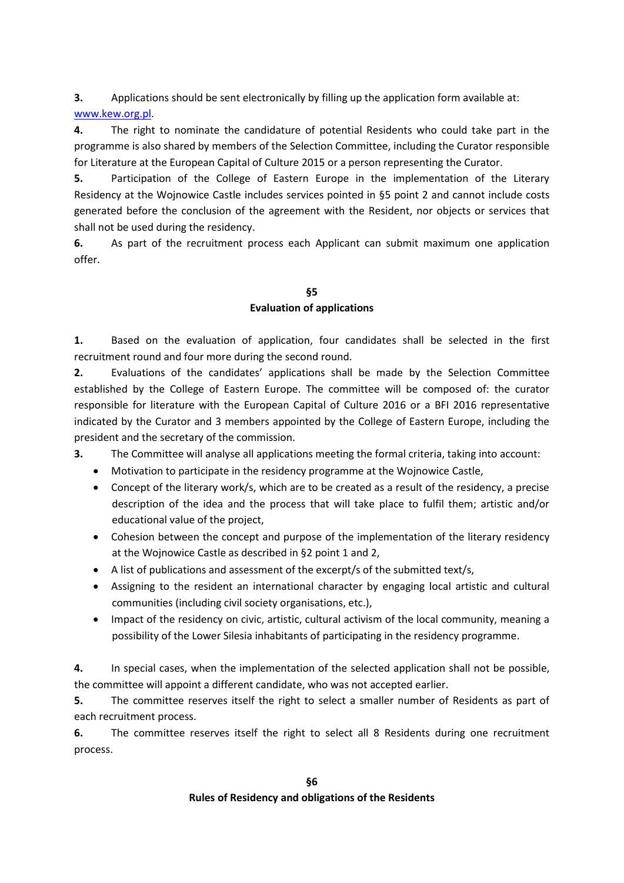**3.** Applications should be sent electronically by filling up the application form available at: [www.kew.org.pl](www.kew.org.pl).

**4.** The right to nominate the candidature of potential Residents who could take part in the programme is also shared by members of the Selection Committee, including the Curator responsible for Literature at the European Capital of Culture 2015 or a person representing the Curator.

**5.** Participation of the College of Eastern Europe in the implementation of the Literary Residency at the Wojnowice Castle includes services pointed in §5 point 2 and cannot include costs generated before the conclusion of the agreement with the Resident, nor objects or services that shall not be used during the residency.

**6.** As part of the recruitment process each Applicant can submit maximum one application offer.

## §5
## Evaluation of applications

**1.** Based on the evaluation of application, four candidates shall be selected in the first recruitment round and four more during the second round.

**2.** Evaluations of the candidates' applications shall be made by the Selection Committee established by the College of Eastern Europe. The committee will be composed of: the curator responsible for literature with the European Capital of Culture 2016 or a BFI 2016 representative indicated by the Curator and 3 members appointed by the College of Eastern Europe, including the president and the secretary of the commission.

**3.** The Committee will analyse all applications meeting the formal criteria, taking into account:

- Motivation to participate in the residency programme at the Wojnowice Castle,
- Concept of the literary work/s, which are to be created as a result of the residency, a precise description of the idea and the process that will take place to fulfil them; artistic and/or educational value of the project,
- Cohesion between the concept and purpose of the implementation of the literary residency at the Wojnowice Castle as described in §2 point 1 and 2,
- A list of publications and assessment of the excerpt/s of the submitted text/s,
- Assigning to the resident an international character by engaging local artistic and cultural communities (including civil society organisations, etc.),
- Impact of the residency on civic, artistic, cultural activism of the local community, meaning a possibility of the Lower Silesia inhabitants of participating in the residency programme.

**4.** In special cases, when the implementation of the selected application shall not be possible, the committee will appoint a different candidate, who was not accepted earlier.

**5.** The committee reserves itself the right to select a smaller number of Residents as part of each recruitment process.

**6.** The committee reserves itself the right to select all 8 Residents during one recruitment process.

## §6
## Rules of Residency and obligations of the Residents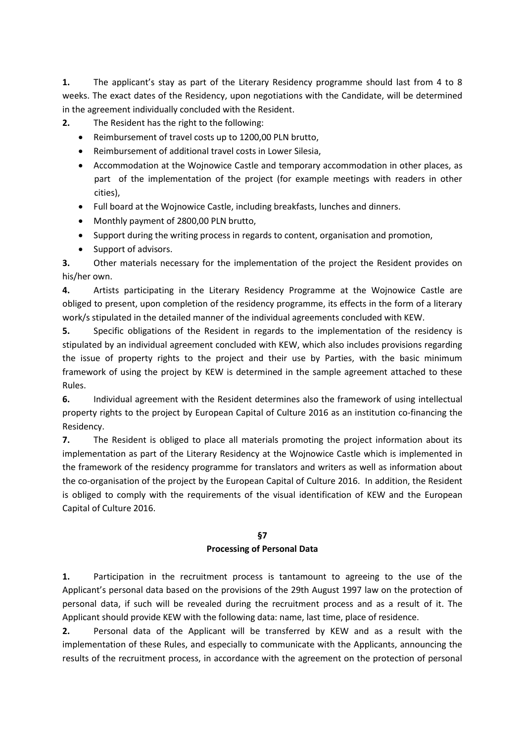**1.** The applicant's stay as part of the Literary Residency programme should last from 4 to 8 weeks. The exact dates of the Residency, upon negotiations with the Candidate, will be determined in the agreement individually concluded with the Resident.

**2.** The Resident has the right to the following:

- Reimbursement of travel costs up to 1200,00 PLN brutto,
- Reimbursement of additional travel costs in Lower Silesia,
- Accommodation at the Wojnowice Castle and temporary accommodation in other places, as part of the implementation of the project (for example meetings with readers in other cities),
- Full board at the Wojnowice Castle, including breakfasts, lunches and dinners.
- Monthly payment of 2800,00 PLN brutto,
- Support during the writing process in regards to content, organisation and promotion,
- Support of advisors.

**3.** Other materials necessary for the implementation of the project the Resident provides on his/her own.

**4.** Artists participating in the Literary Residency Programme at the Wojnowice Castle are obliged to present, upon completion of the residency programme, its effects in the form of a literary work/s stipulated in the detailed manner of the individual agreements concluded with KEW.

**5.** Specific obligations of the Resident in regards to the implementation of the residency is stipulated by an individual agreement concluded with KEW, which also includes provisions regarding the issue of property rights to the project and their use by Parties, with the basic minimum framework of using the project by KEW is determined in the sample agreement attached to these Rules.

**6.** Individual agreement with the Resident determines also the framework of using intellectual property rights to the project by European Capital of Culture 2016 as an institution co-financing the Residency.

**7.** The Resident is obliged to place all materials promoting the project information about its implementation as part of the Literary Residency at the Wojnowice Castle which is implemented in the framework of the residency programme for translators and writers as well as information about the co-organisation of the project by the European Capital of Culture 2016. In addition, the Resident is obliged to comply with the requirements of the visual identification of KEW and the European Capital of Culture 2016.

## §7
## Processing of Personal Data

**1.** Participation in the recruitment process is tantamount to agreeing to the use of the Applicant's personal data based on the provisions of the 29th August 1997 law on the protection of personal data, if such will be revealed during the recruitment process and as a result of it. The Applicant should provide KEW with the following data: name, last time, place of residence.

**2.** Personal data of the Applicant will be transferred by KEW and as a result with the implementation of these Rules, and especially to communicate with the Applicants, announcing the results of the recruitment process, in accordance with the agreement on the protection of personal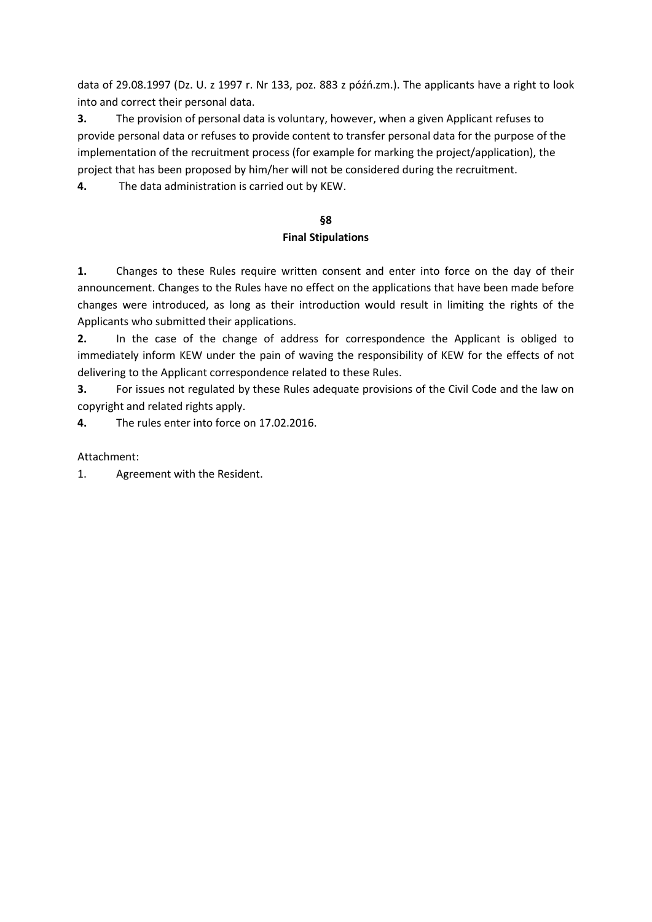data of 29.08.1997 (Dz. U. z 1997 r. Nr 133, poz. 883 z późń.zm.). The applicants have a right to look into and correct their personal data.

**3.** The provision of personal data is voluntary, however, when a given Applicant refuses to provide personal data or refuses to provide content to transfer personal data for the purpose of the implementation of the recruitment process (for example for marking the project/application), the project that has been proposed by him/her will not be considered during the recruitment.

**4.** The data administration is carried out by KEW.

## §8
## Final Stipulations

**1.** Changes to these Rules require written consent and enter into force on the day of their announcement. Changes to the Rules have no effect on the applications that have been made before changes were introduced, as long as their introduction would result in limiting the rights of the Applicants who submitted their applications.

**2.** In the case of the change of address for correspondence the Applicant is obliged to immediately inform KEW under the pain of waving the responsibility of KEW for the effects of not delivering to the Applicant correspondence related to these Rules.

**3.** For issues not regulated by these Rules adequate provisions of the Civil Code and the law on copyright and related rights apply.

**4.** The rules enter into force on 17.02.2016.

Attachment:

1. Agreement with the Resident.